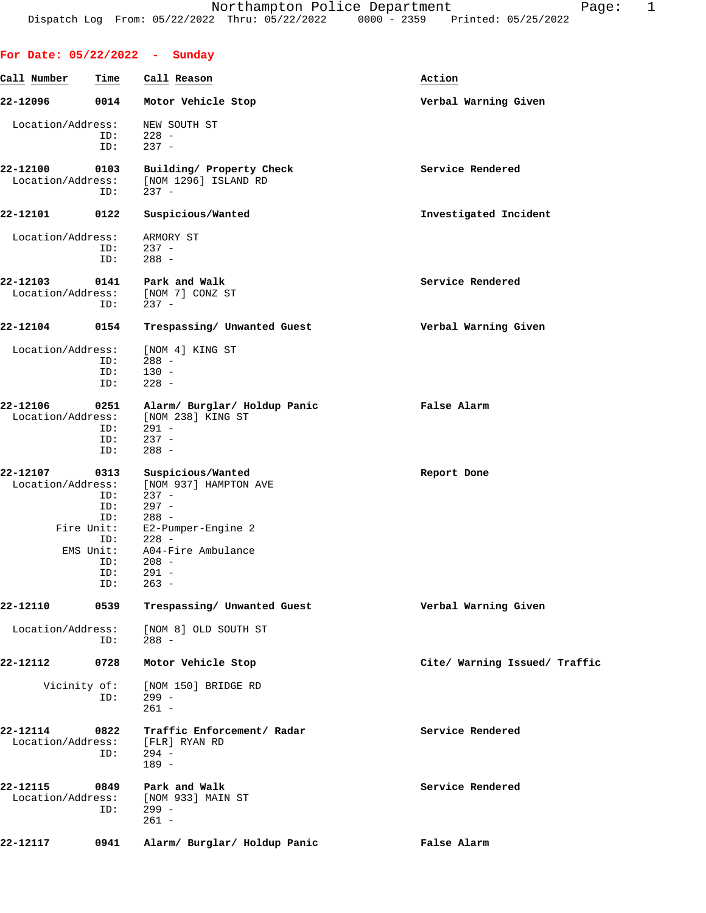Northampton Police Department
Dispatch Log From: 05/22/2022 Thru: 05/22/2022 0000 - 2359 Printed: 05/25/2022

**For Date: 05/22/2022 - Sunday**

| Call Number | Time | Call Reason | Action |
|---|---|---|---|
| **22-12096** | **0014** | **Motor Vehicle Stop** | **Verbal Warning Given** |

Location/Address: NEW SOUTH ST
ID: 228 -
ID: 237 -

| | | | |
|---|---|---|---|
| **22-12100** | **0103** | **Building/ Property Check** | **Service Rendered** |

Location/Address: [NOM 1296] ISLAND RD
ID: 237 -

| | | | |
|---|---|---|---|
| **22-12101** | **0122** | **Suspicious/Wanted** | **Investigated Incident** |

Location/Address: ARMORY ST
ID: 237 -
ID: 288 -

| | | | |
|---|---|---|---|
| **22-12103** | **0141** | **Park and Walk** | **Service Rendered** |

Location/Address: [NOM 7] CONZ ST
ID: 237 -

| | | | |
|---|---|---|---|
| **22-12104** | **0154** | **Trespassing/ Unwanted Guest** | **Verbal Warning Given** |

Location/Address: [NOM 4] KING ST
ID: 288 -
ID: 130 -
ID: 228 -

| | | | |
|---|---|---|---|
| **22-12106** | **0251** | **Alarm/ Burglar/ Holdup Panic** | **False Alarm** |

Location/Address: [NOM 238] KING ST
ID: 291 -
ID: 237 -
ID: 288 -

| | | | |
|---|---|---|---|
| **22-12107** | **0313** | **Suspicious/Wanted** | **Report Done** |

Location/Address: [NOM 937] HAMPTON AVE
ID: 237 -
ID: 297 -
ID: 288 -
Fire Unit: E2-Pumper-Engine 2
ID: 228 -
EMS Unit: A04-Fire Ambulance
ID: 208 -
ID: 291 -
ID: 263 -

| | | | |
|---|---|---|---|
| **22-12110** | **0539** | **Trespassing/ Unwanted Guest** | **Verbal Warning Given** |

Location/Address: [NOM 8] OLD SOUTH ST
ID: 288 -

| | | | |
|---|---|---|---|
| **22-12112** | **0728** | **Motor Vehicle Stop** | **Cite/ Warning Issued/ Traffic** |

Vicinity of: [NOM 150] BRIDGE RD
ID: 299 -
261 -

| | | | |
|---|---|---|---|
| **22-12114** | **0822** | **Traffic Enforcement/ Radar** | **Service Rendered** |

Location/Address: [FLR] RYAN RD
ID: 294 -
189 -

| | | | |
|---|---|---|---|
| **22-12115** | **0849** | **Park and Walk** | **Service Rendered** |

Location/Address: [NOM 933] MAIN ST
ID: 299 -
261 -

| | | | |
|---|---|---|---|
| **22-12117** | **0941** | **Alarm/ Burglar/ Holdup Panic** | **False Alarm** |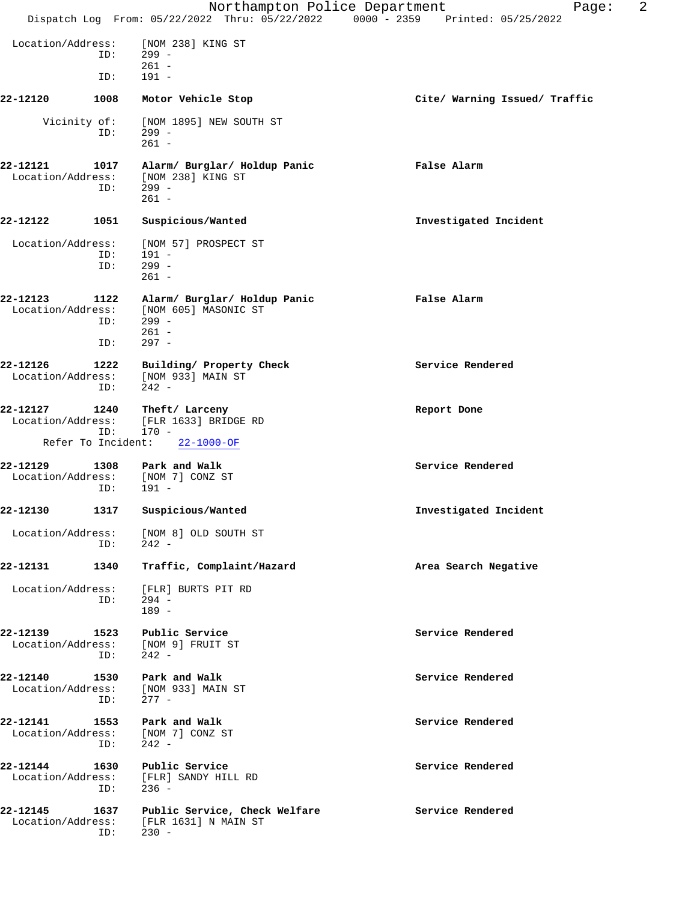Location/Address: [NOM 238] KING ST
ID: 299 -
261 -
ID: 191 -

**22-12120 1008 Motor Vehicle Stop** **Cite/ Warning Issued/ Traffic**

Vicinity of: [NOM 1895] NEW SOUTH ST
ID: 299 -
261 -

**22-12121 1017 Alarm/ Burglar/ Holdup Panic** **False Alarm**
Location/Address: [NOM 238] KING ST
ID: 299 -
261 -

**22-12122 1051 Suspicious/Wanted** **Investigated Incident**

Location/Address: [NOM 57] PROSPECT ST
ID: 191 -
ID: 299 -
261 -

**22-12123 1122 Alarm/ Burglar/ Holdup Panic** **False Alarm**
Location/Address: [NOM 605] MASONIC ST
ID: 299 -
261 -
ID: 297 -

**22-12126 1222 Building/ Property Check** **Service Rendered**
Location/Address: [NOM 933] MAIN ST
ID: 242 -

**22-12127 1240 Theft/ Larceny** **Report Done**
Location/Address: [FLR 1633] BRIDGE RD
ID: 170 -
Refer To Incident: 22-1000-OF

**22-12129 1308 Park and Walk** **Service Rendered**
Location/Address: [NOM 7] CONZ ST
ID: 191 -

**22-12130 1317 Suspicious/Wanted** **Investigated Incident**

Location/Address: [NOM 8] OLD SOUTH ST
ID: 242 -

**22-12131 1340 Traffic, Complaint/Hazard** **Area Search Negative**

Location/Address: [FLR] BURTS PIT RD
ID: 294 -
189 -

**22-12139 1523 Public Service** **Service Rendered**
Location/Address: [NOM 9] FRUIT ST
ID: 242 -

**22-12140 1530 Park and Walk** **Service Rendered**
Location/Address: [NOM 933] MAIN ST
ID: 277 -

**22-12141 1553 Park and Walk** **Service Rendered**
Location/Address: [NOM 7] CONZ ST
ID: 242 -

**22-12144 1630 Public Service** **Service Rendered**
Location/Address: [FLR] SANDY HILL RD
ID: 236 -

**22-12145 1637 Public Service, Check Welfare** **Service Rendered**
Location/Address: [FLR 1631] N MAIN ST
ID: 230 -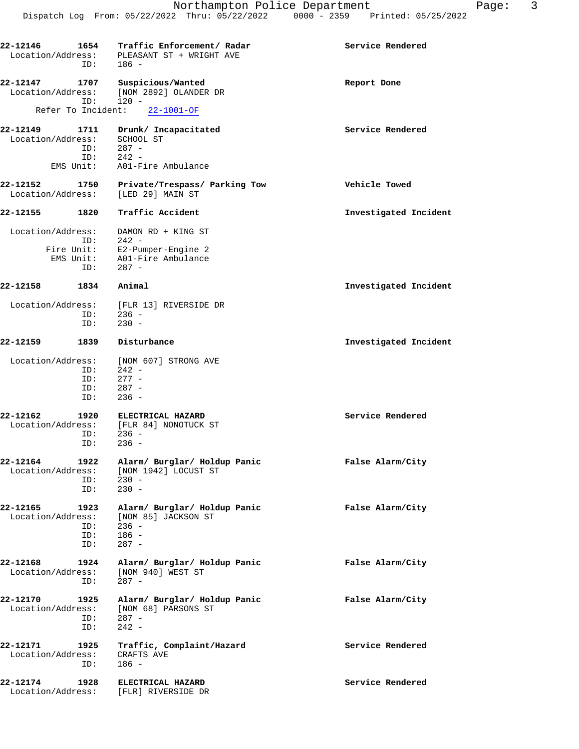**22-12146** 1654 **Traffic Enforcement/ Radar** — **Service Rendered**
Location/Address: PLEASANT ST + WRIGHT AVE
ID: 186 -

**22-12147** 1707 **Suspicious/Wanted** — **Report Done**
Location/Address: [NOM 2892] OLANDER DR
ID: 120 -
Refer To Incident: 22-1001-OF

**22-12149** 1711 **Drunk/ Incapacitated** — **Service Rendered**
Location/Address: SCHOOL ST
ID: 287 -
ID: 242 -
EMS Unit: A01-Fire Ambulance

**22-12152** 1750 **Private/Trespass/ Parking Tow** — **Vehicle Towed**
Location/Address: [LED 29] MAIN ST

**22-12155** 1820 **Traffic Accident** — **Investigated Incident**
Location/Address: DAMON RD + KING ST
ID: 242 -
Fire Unit: E2-Pumper-Engine 2
EMS Unit: A01-Fire Ambulance
ID: 287 -

**22-12158** 1834 **Animal** — **Investigated Incident**
Location/Address: [FLR 13] RIVERSIDE DR
ID: 236 -
ID: 230 -

**22-12159** 1839 **Disturbance** — **Investigated Incident**
Location/Address: [NOM 607] STRONG AVE
ID: 242 -
ID: 277 -
ID: 287 -
ID: 236 -

**22-12162** 1920 **ELECTRICAL HAZARD** — **Service Rendered**
Location/Address: [FLR 84] NONOTUCK ST
ID: 236 -
ID: 236 -

**22-12164** 1922 **Alarm/ Burglar/ Holdup Panic** — **False Alarm/City**
Location/Address: [NOM 1942] LOCUST ST
ID: 230 -
ID: 230 -

**22-12165** 1923 **Alarm/ Burglar/ Holdup Panic** — **False Alarm/City**
Location/Address: [NOM 85] JACKSON ST
ID: 236 -
ID: 186 -
ID: 287 -

**22-12168** 1924 **Alarm/ Burglar/ Holdup Panic** — **False Alarm/City**
Location/Address: [NOM 940] WEST ST
ID: 287 -

**22-12170** 1925 **Alarm/ Burglar/ Holdup Panic** — **False Alarm/City**
Location/Address: [NOM 68] PARSONS ST
ID: 287 -
ID: 242 -

**22-12171** 1925 **Traffic, Complaint/Hazard** — **Service Rendered**
Location/Address: CRAFTS AVE
ID: 186 -

**22-12174** 1928 **ELECTRICAL HAZARD** — **Service Rendered**
Location/Address: [FLR] RIVERSIDE DR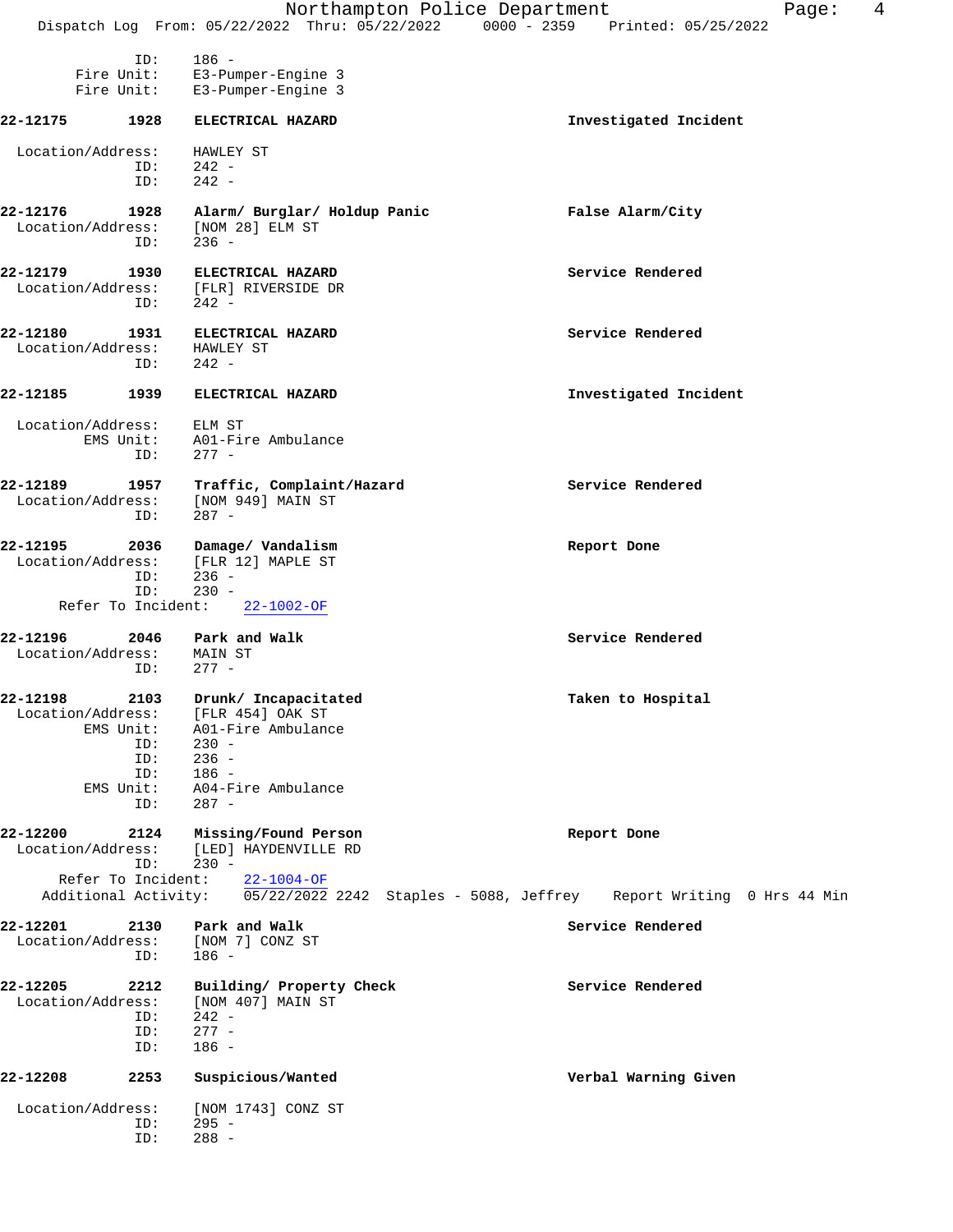```
        ID:       186 -
     Fire Unit:   E3-Pumper-Engine 3
     Fire Unit:   E3-Pumper-Engine 3

22-12175     1928   ELECTRICAL HAZARD                              Investigated Incident

 Location/Address:   HAWLEY ST
              ID:    242 -
              ID:    242 -

22-12176     1928   Alarm/ Burglar/ Holdup Panic                   False Alarm/City
 Location/Address:   [NOM 28] ELM ST
              ID:    236 -

22-12179     1930   ELECTRICAL HAZARD                              Service Rendered
 Location/Address:   [FLR] RIVERSIDE DR
              ID:    242 -

22-12180     1931   ELECTRICAL HAZARD                              Service Rendered
 Location/Address:   HAWLEY ST
              ID:    242 -

22-12185     1939   ELECTRICAL HAZARD                              Investigated Incident

 Location/Address:   ELM ST
         EMS Unit:   A01-Fire Ambulance
              ID:    277 -

22-12189     1957   Traffic, Complaint/Hazard                      Service Rendered
 Location/Address:   [NOM 949] MAIN ST
              ID:    287 -

22-12195     2036   Damage/ Vandalism                              Report Done
 Location/Address:   [FLR 12] MAPLE ST
              ID:    236 -
              ID:    230 -
      Refer To Incident:    22-1002-OF

22-12196     2046   Park and Walk                                  Service Rendered
 Location/Address:   MAIN ST
              ID:    277 -

22-12198     2103   Drunk/ Incapacitated                           Taken to Hospital
 Location/Address:   [FLR 454] OAK ST
         EMS Unit:   A01-Fire Ambulance
              ID:    230 -
              ID:    236 -
              ID:    186 -
         EMS Unit:   A04-Fire Ambulance
              ID:    287 -

22-12200     2124   Missing/Found Person                           Report Done
 Location/Address:   [LED] HAYDENVILLE RD
              ID:    230 -
      Refer To Incident:    22-1004-OF
    Additional Activity:    05/22/2022 2242  Staples - 5088, Jeffrey    Report Writing  0 Hrs 44 Min

22-12201     2130   Park and Walk                                  Service Rendered
 Location/Address:   [NOM 7] CONZ ST
              ID:    186 -

22-12205     2212   Building/ Property Check                       Service Rendered
 Location/Address:   [NOM 407] MAIN ST
              ID:    242 -
              ID:    277 -
              ID:    186 -

22-12208     2253   Suspicious/Wanted                              Verbal Warning Given

 Location/Address:   [NOM 1743] CONZ ST
              ID:    295 -
              ID:    288 -
```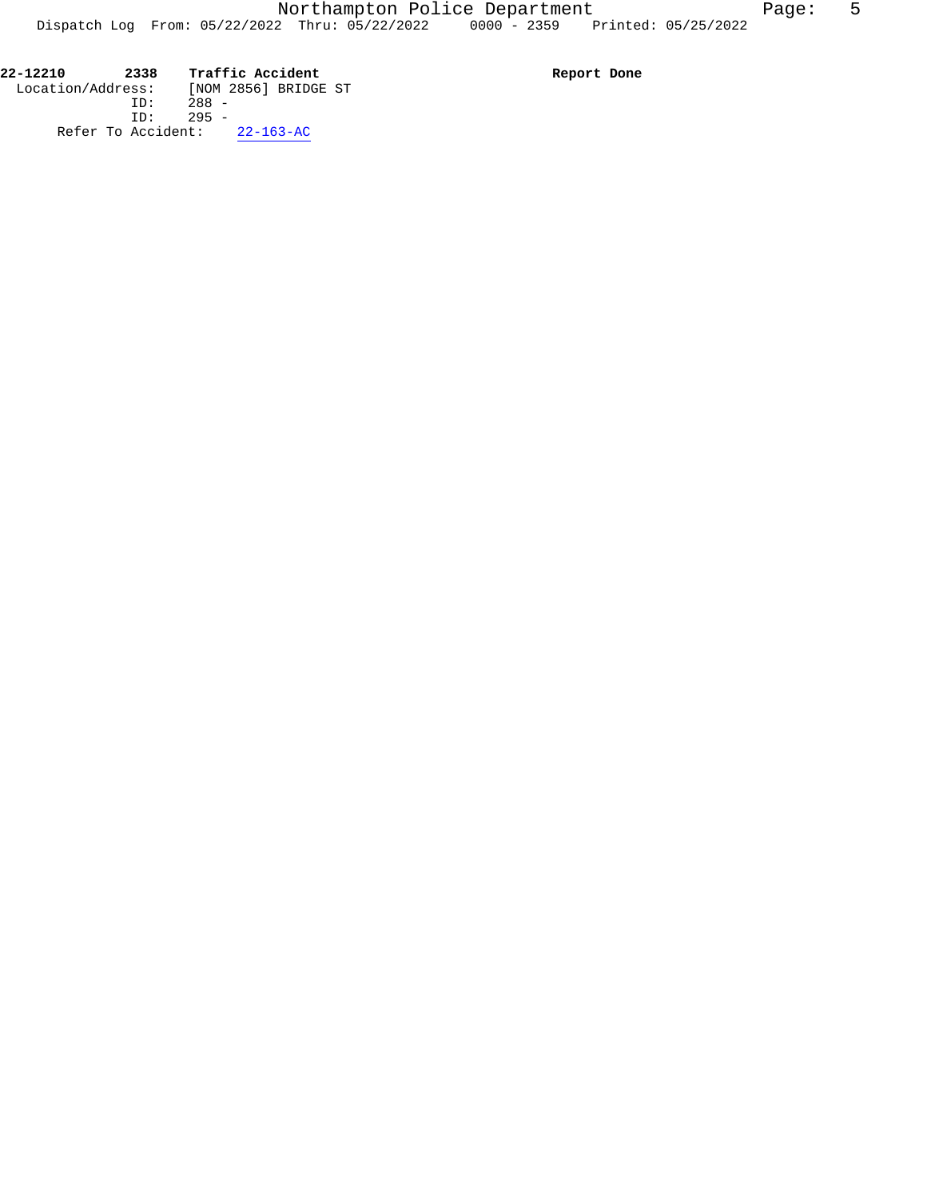**22-12210 2338 Traffic Accident** **Report Done**

Location/Address: [NOM 2856] BRIDGE ST
ID: 288 -
ID: 295 -
Refer To Accident: 22-163-AC